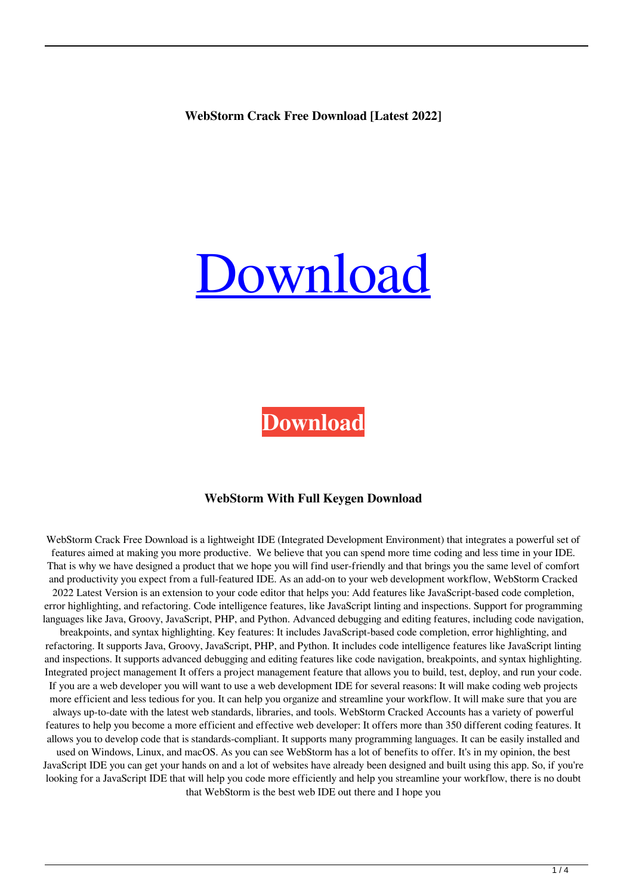**WebStorm Crack Free Download [Latest 2022]**

# [Download](#)

**Download**

### WebStorm With Full Keygen Download

WebStorm Crack Free Download is a lightweight IDE (Integrated Development Environment) that integrates a powerful set of features aimed at making you more productive. We believe that you can spend more time coding and less time in your IDE. That is why we have designed a product that we hope you will find user-friendly and that brings you the same level of comfort and productivity you expect from a full-featured IDE. As an add-on to your web development workflow, WebStorm Cracked 2022 Latest Version is an extension to your code editor that helps you: Add features like JavaScript-based code completion, error highlighting, and refactoring. Code intelligence features, like JavaScript linting and inspections. Support for programming languages like Java, Groovy, JavaScript, PHP, and Python. Advanced debugging and editing features, including code navigation, breakpoints, and syntax highlighting. Key features: It includes JavaScript-based code completion, error highlighting, and refactoring. It supports Java, Groovy, JavaScript, PHP, and Python. It includes code intelligence features like JavaScript linting and inspections. It supports advanced debugging and editing features like code navigation, breakpoints, and syntax highlighting. Integrated project management It offers a project management feature that allows you to build, test, deploy, and run your code. If you are a web developer you will want to use a web development IDE for several reasons: It will make coding web projects more efficient and less tedious for you. It can help you organize and streamline your workflow. It will make sure that you are always up-to-date with the latest web standards, libraries, and tools. WebStorm Cracked Accounts has a variety of powerful features to help you become a more efficient and effective web developer: It offers more than 350 different coding features. It allows you to develop code that is standards-compliant. It supports many programming languages. It can be easily installed and used on Windows, Linux, and macOS. As you can see WebStorm has a lot of benefits to offer. It's in my opinion, the best JavaScript IDE you can get your hands on and a lot of websites have already been designed and built using this app. So, if you're looking for a JavaScript IDE that will help you code more efficiently and help you streamline your workflow, there is no doubt that WebStorm is the best web IDE out there and I hope you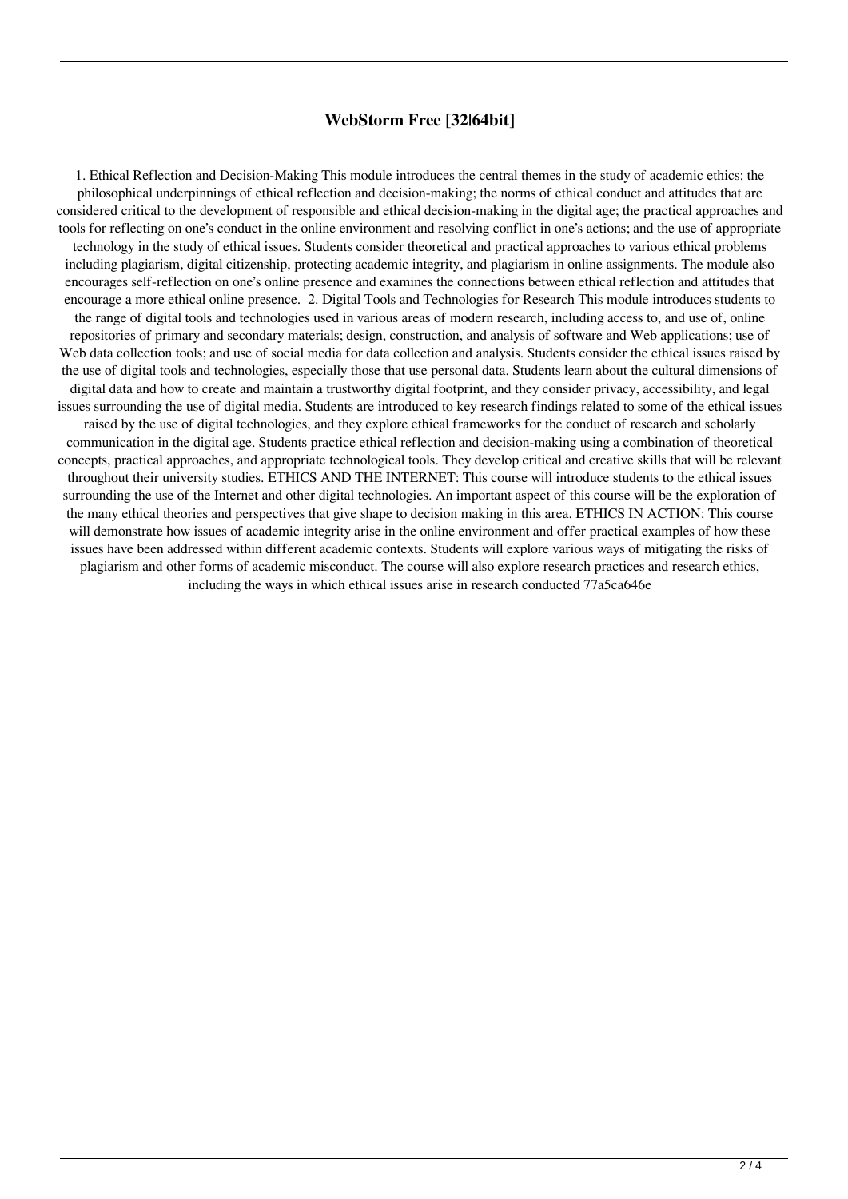# WebStorm Free [32|64bit]

1. Ethical Reflection and Decision-Making This module introduces the central themes in the study of academic ethics: the philosophical underpinnings of ethical reflection and decision-making; the norms of ethical conduct and attitudes that are considered critical to the development of responsible and ethical decision-making in the digital age; the practical approaches and tools for reflecting on one's conduct in the online environment and resolving conflict in one's actions; and the use of appropriate technology in the study of ethical issues. Students consider theoretical and practical approaches to various ethical problems including plagiarism, digital citizenship, protecting academic integrity, and plagiarism in online assignments. The module also encourages self-reflection on one's online presence and examines the connections between ethical reflection and attitudes that encourage a more ethical online presence. 2. Digital Tools and Technologies for Research This module introduces students to the range of digital tools and technologies used in various areas of modern research, including access to, and use of, online repositories of primary and secondary materials; design, construction, and analysis of software and Web applications; use of Web data collection tools; and use of social media for data collection and analysis. Students consider the ethical issues raised by the use of digital tools and technologies, especially those that use personal data. Students learn about the cultural dimensions of digital data and how to create and maintain a trustworthy digital footprint, and they consider privacy, accessibility, and legal issues surrounding the use of digital media. Students are introduced to key research findings related to some of the ethical issues raised by the use of digital technologies, and they explore ethical frameworks for the conduct of research and scholarly communication in the digital age. Students practice ethical reflection and decision-making using a combination of theoretical concepts, practical approaches, and appropriate technological tools. They develop critical and creative skills that will be relevant throughout their university studies. ETHICS AND THE INTERNET: This course will introduce students to the ethical issues surrounding the use of the Internet and other digital technologies. An important aspect of this course will be the exploration of the many ethical theories and perspectives that give shape to decision making in this area. ETHICS IN ACTION: This course will demonstrate how issues of academic integrity arise in the online environment and offer practical examples of how these issues have been addressed within different academic contexts. Students will explore various ways of mitigating the risks of plagiarism and other forms of academic misconduct. The course will also explore research practices and research ethics, including the ways in which ethical issues arise in research conducted 77a5ca646e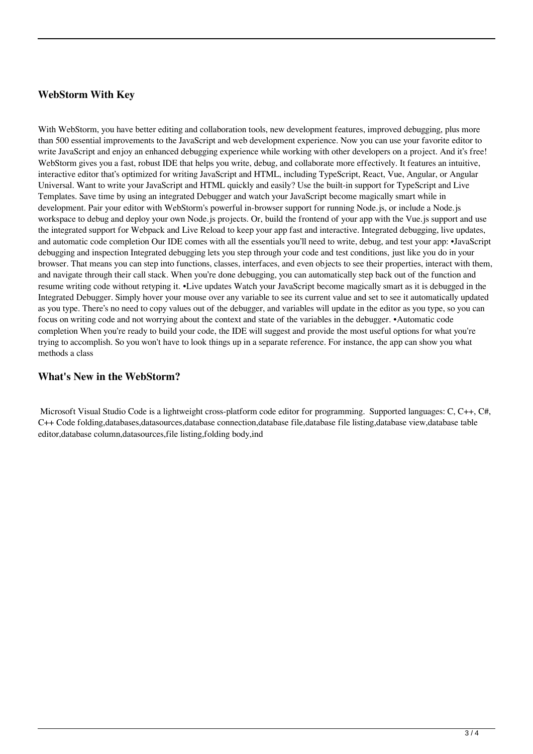## WebStorm With Key

With WebStorm, you have better editing and collaboration tools, new development features, improved debugging, plus more than 500 essential improvements to the JavaScript and web development experience. Now you can use your favorite editor to write JavaScript and enjoy an enhanced debugging experience while working with other developers on a project. And it's free! WebStorm gives you a fast, robust IDE that helps you write, debug, and collaborate more effectively. It features an intuitive, interactive editor that's optimized for writing JavaScript and HTML, including TypeScript, React, Vue, Angular, or Angular Universal. Want to write your JavaScript and HTML quickly and easily? Use the built-in support for TypeScript and Live Templates. Save time by using an integrated Debugger and watch your JavaScript become magically smart while in development. Pair your editor with WebStorm's powerful in-browser support for running Node.js, or include a Node.js workspace to debug and deploy your own Node.js projects. Or, build the frontend of your app with the Vue.js support and use the integrated support for Webpack and Live Reload to keep your app fast and interactive. Integrated debugging, live updates, and automatic code completion Our IDE comes with all the essentials you'll need to write, debug, and test your app: •JavaScript debugging and inspection Integrated debugging lets you step through your code and test conditions, just like you do in your browser. That means you can step into functions, classes, interfaces, and even objects to see their properties, interact with them, and navigate through their call stack. When you're done debugging, you can automatically step back out of the function and resume writing code without retyping it. •Live updates Watch your JavaScript become magically smart as it is debugged in the Integrated Debugger. Simply hover your mouse over any variable to see its current value and set to see it automatically updated as you type. There's no need to copy values out of the debugger, and variables will update in the editor as you type, so you can focus on writing code and not worrying about the context and state of the variables in the debugger. •Automatic code completion When you're ready to build your code, the IDE will suggest and provide the most useful options for what you're trying to accomplish. So you won't have to look things up in a separate reference. For instance, the app can show you what methods a class

## What's New in the WebStorm?

Microsoft Visual Studio Code is a lightweight cross-platform code editor for programming. Supported languages: C, C++, C#, C++ Code folding,databases,datasources,database connection,database file,database file listing,database view,database table editor,database column,datasources,file listing,folding body,ind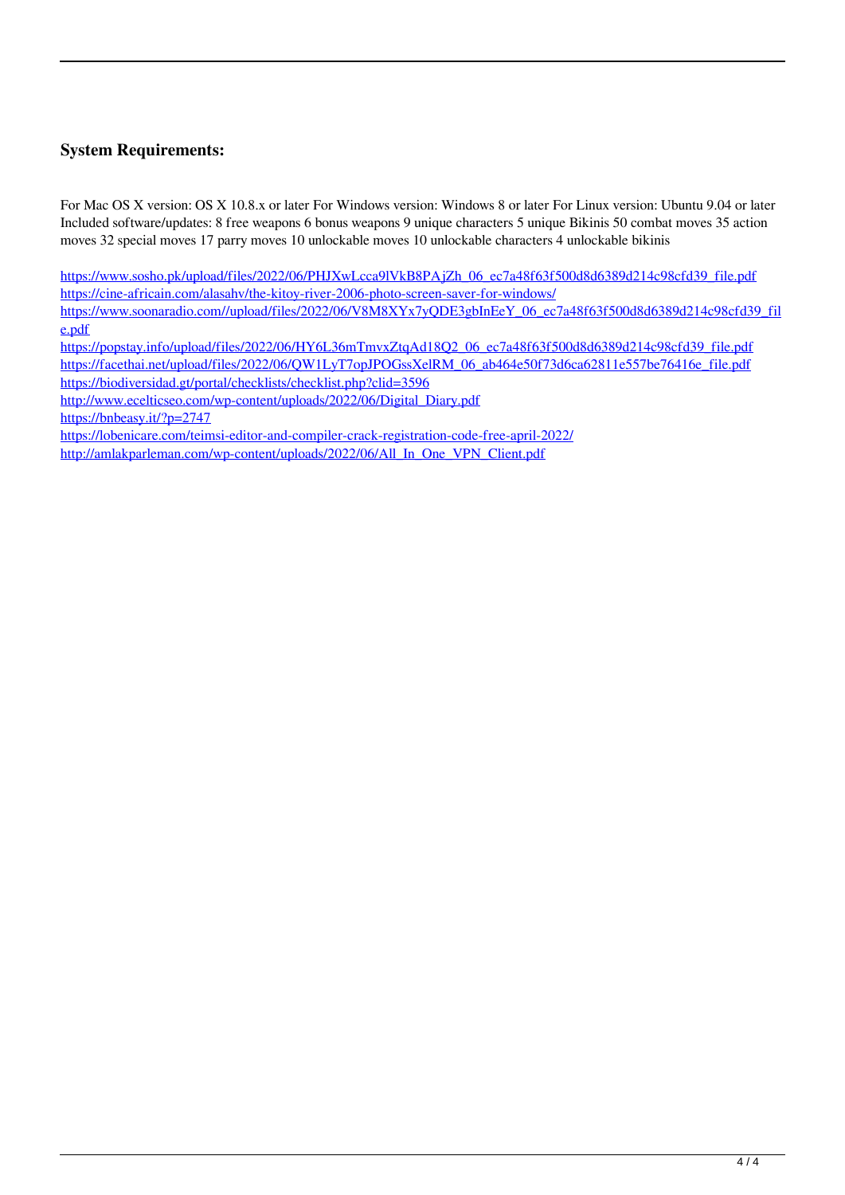### System Requirements:

For Mac OS X version: OS X 10.8.x or later For Windows version: Windows 8 or later For Linux version: Ubuntu 9.04 or later Included software/updates: 8 free weapons 6 bonus weapons 9 unique characters 5 unique Bikinis 50 combat moves 35 action moves 32 special moves 17 parry moves 10 unlockable moves 10 unlockable characters 4 unlockable bikinis

https://www.sosho.pk/upload/files/2022/06/PHJXwLcca9lVkB8PAjZh_06_ec7a48f63f500d8d6389d214c98cfd39_file.pdf
https://cine-africain.com/alasahv/the-kitoy-river-2006-photo-screen-saver-for-windows/
https://www.soonaradio.com//upload/files/2022/06/V8M8XYx7yQDE3gbInEeY_06_ec7a48f63f500d8d6389d214c98cfd39_file.pdf
https://popstay.info/upload/files/2022/06/HY6L36mTmvxZtqAd18Q2_06_ec7a48f63f500d8d6389d214c98cfd39_file.pdf
https://facethai.net/upload/files/2022/06/QW1LyT7opJPOGssXelRM_06_ab464e50f73d6ca62811e557be76416e_file.pdf
https://biodiversidad.gt/portal/checklists/checklist.php?clid=3596
http://www.ecelticseo.com/wp-content/uploads/2022/06/Digital_Diary.pdf
https://bnbeasy.it/?p=2747
https://lobenicare.com/teimsi-editor-and-compiler-crack-registration-code-free-april-2022/
http://amlakparleman.com/wp-content/uploads/2022/06/All_In_One_VPN_Client.pdf